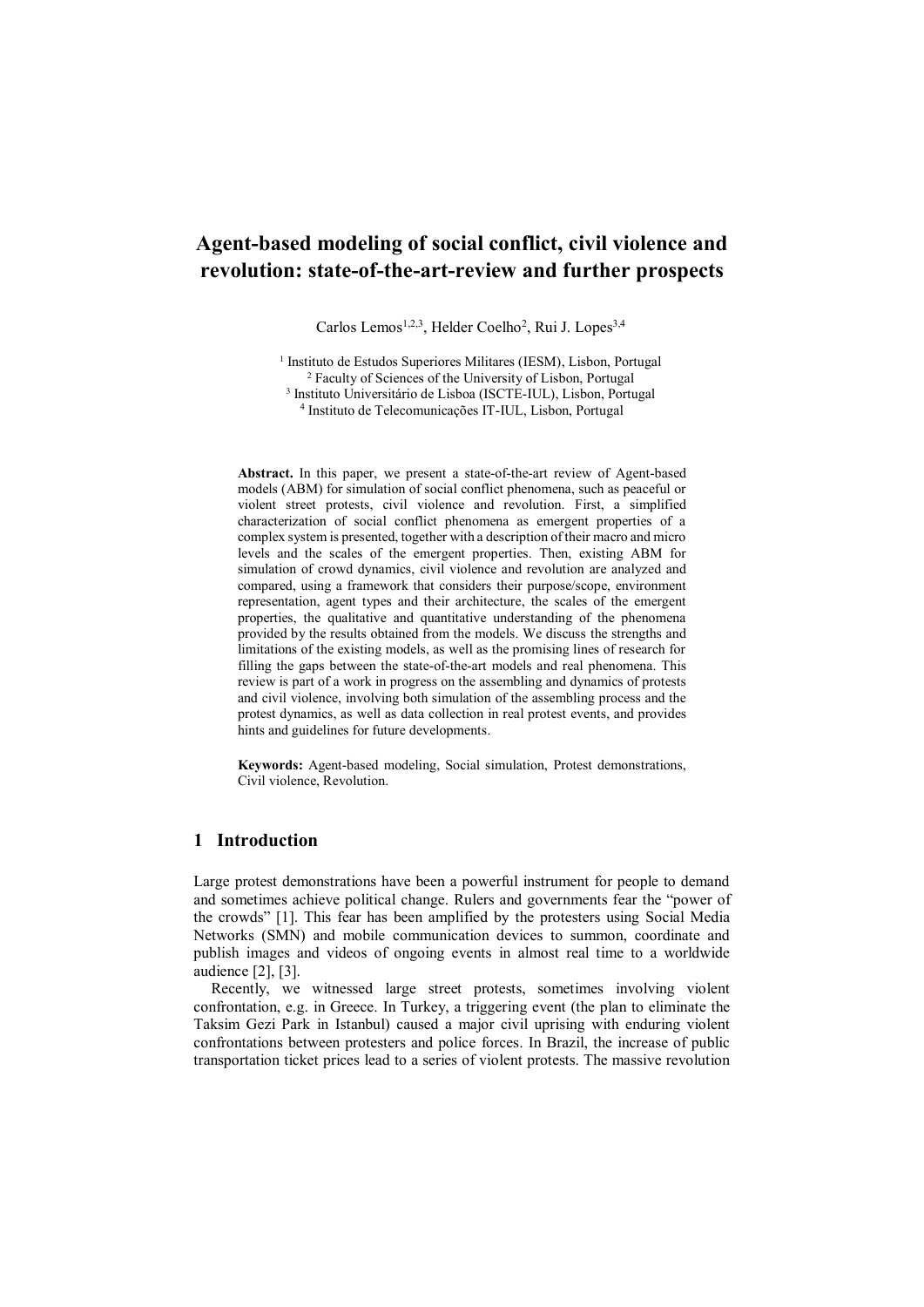# Agent-based modeling of social conflict, civil violence and revolution: state-of-the-art-review and further prospects

Carlos Lemos[1,2,3], Helder Coelho[2], Rui J. Lopes[3,4]

[1] Instituto de Estudos Superiores Militares (IESM), Lisbon, Portugal
[2] Faculty of Sciences of the University of Lisbon, Portugal
[3] Instituto Universitário de Lisboa (ISCTE-IUL), Lisbon, Portugal
[4] Instituto de Telecomunicações IT-IUL, Lisbon, Portugal

**Abstract.** In this paper, we present a state-of-the-art review of Agent-based models (ABM) for simulation of social conflict phenomena, such as peaceful or violent street protests, civil violence and revolution. First, a simplified characterization of social conflict phenomena as emergent properties of a complex system is presented, together with a description of their macro and micro levels and the scales of the emergent properties. Then, existing ABM for simulation of crowd dynamics, civil violence and revolution are analyzed and compared, using a framework that considers their purpose/scope, environment representation, agent types and their architecture, the scales of the emergent properties, the qualitative and quantitative understanding of the phenomena provided by the results obtained from the models. We discuss the strengths and limitations of the existing models, as well as the promising lines of research for filling the gaps between the state-of-the-art models and real phenomena. This review is part of a work in progress on the assembling and dynamics of protests and civil violence, involving both simulation of the assembling process and the protest dynamics, as well as data collection in real protest events, and provides hints and guidelines for future developments.

**Keywords:** Agent-based modeling, Social simulation, Protest demonstrations, Civil violence, Revolution.

## 1 Introduction

Large protest demonstrations have been a powerful instrument for people to demand and sometimes achieve political change. Rulers and governments fear the "power of the crowds" [1]. This fear has been amplified by the protesters using Social Media Networks (SMN) and mobile communication devices to summon, coordinate and publish images and videos of ongoing events in almost real time to a worldwide audience [2], [3].

Recently, we witnessed large street protests, sometimes involving violent confrontation, e.g. in Greece. In Turkey, a triggering event (the plan to eliminate the Taksim Gezi Park in Istanbul) caused a major civil uprising with enduring violent confrontations between protesters and police forces. In Brazil, the increase of public transportation ticket prices lead to a series of violent protests. The massive revolution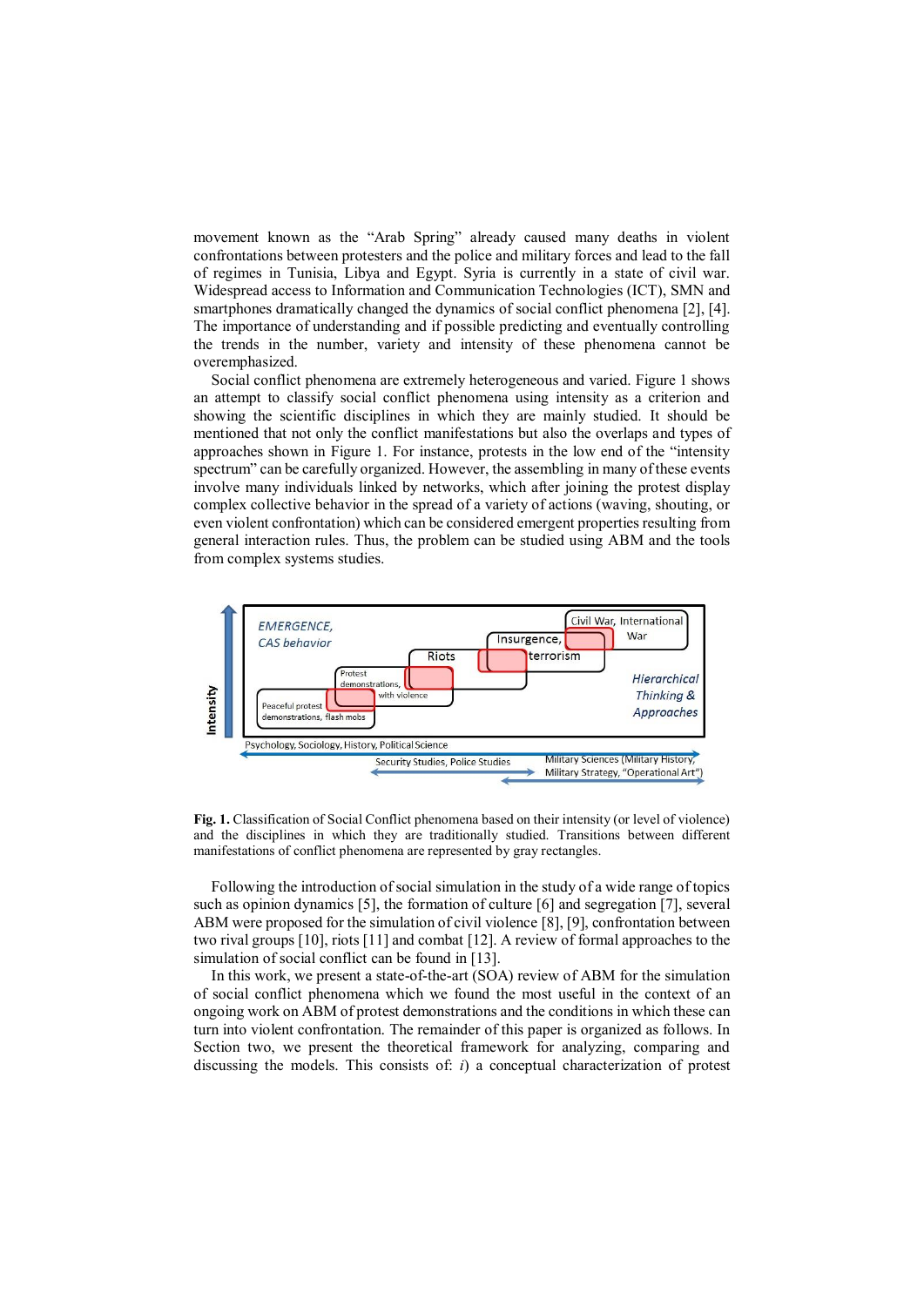movement known as the "Arab Spring" already caused many deaths in violent confrontations between protesters and the police and military forces and lead to the fall of regimes in Tunisia, Libya and Egypt. Syria is currently in a state of civil war. Widespread access to Information and Communication Technologies (ICT), SMN and smartphones dramatically changed the dynamics of social conflict phenomena [2], [4]. The importance of understanding and if possible predicting and eventually controlling the trends in the number, variety and intensity of these phenomena cannot be overemphasized.

Social conflict phenomena are extremely heterogeneous and varied. Figure 1 shows an attempt to classify social conflict phenomena using intensity as a criterion and showing the scientific disciplines in which they are mainly studied. It should be mentioned that not only the conflict manifestations but also the overlaps and types of approaches shown in Figure 1. For instance, protests in the low end of the "intensity spectrum" can be carefully organized. However, the assembling in many of these events involve many individuals linked by networks, which after joining the protest display complex collective behavior in the spread of a variety of actions (waving, shouting, or even violent confrontation) which can be considered emergent properties resulting from general interaction rules. Thus, the problem can be studied using ABM and the tools from complex systems studies.

**Fig. 1.** Classification of Social Conflict phenomena based on their intensity (or level of violence) and the disciplines in which they are traditionally studied. Transitions between different manifestations of conflict phenomena are represented by gray rectangles.

Following the introduction of social simulation in the study of a wide range of topics such as opinion dynamics [5], the formation of culture [6] and segregation [7], several ABM were proposed for the simulation of civil violence [8], [9], confrontation between two rival groups [10], riots [11] and combat [12]. A review of formal approaches to the simulation of social conflict can be found in [13].

In this work, we present a state-of-the-art (SOA) review of ABM for the simulation of social conflict phenomena which we found the most useful in the context of an ongoing work on ABM of protest demonstrations and the conditions in which these can turn into violent confrontation. The remainder of this paper is organized as follows. In Section two, we present the theoretical framework for analyzing, comparing and discussing the models. This consists of: *i*) a conceptual characterization of protest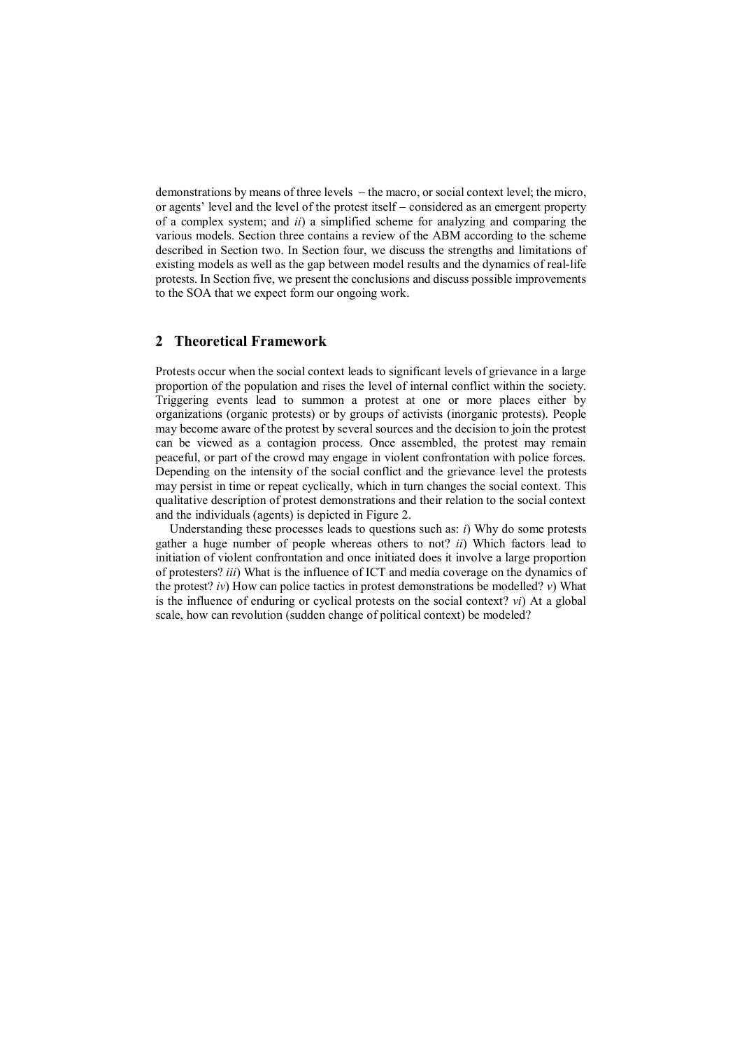demonstrations by means of three levels – the macro, or social context level; the micro, or agents' level and the level of the protest itself – considered as an emergent property of a complex system; and *ii*) a simplified scheme for analyzing and comparing the various models. Section three contains a review of the ABM according to the scheme described in Section two. In Section four, we discuss the strengths and limitations of existing models as well as the gap between model results and the dynamics of real-life protests. In Section five, we present the conclusions and discuss possible improvements to the SOA that we expect form our ongoing work.

## 2 Theoretical Framework

Protests occur when the social context leads to significant levels of grievance in a large proportion of the population and rises the level of internal conflict within the society. Triggering events lead to summon a protest at one or more places either by organizations (organic protests) or by groups of activists (inorganic protests). People may become aware of the protest by several sources and the decision to join the protest can be viewed as a contagion process. Once assembled, the protest may remain peaceful, or part of the crowd may engage in violent confrontation with police forces. Depending on the intensity of the social conflict and the grievance level the protests may persist in time or repeat cyclically, which in turn changes the social context. This qualitative description of protest demonstrations and their relation to the social context and the individuals (agents) is depicted in Figure 2.

Understanding these processes leads to questions such as: *i*) Why do some protests gather a huge number of people whereas others to not? *ii*) Which factors lead to initiation of violent confrontation and once initiated does it involve a large proportion of protesters? *iii*) What is the influence of ICT and media coverage on the dynamics of the protest? *iv*) How can police tactics in protest demonstrations be modelled? *v*) What is the influence of enduring or cyclical protests on the social context? *vi*) At a global scale, how can revolution (sudden change of political context) be modeled?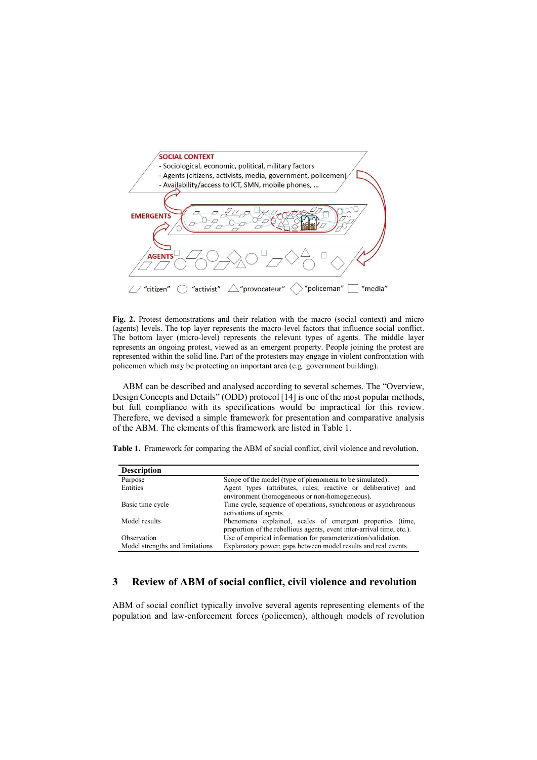**Fig. 2.** Protest demonstrations and their relation with the macro (social context) and micro (agents) levels. The top layer represents the macro-level factors that influence social conflict. The bottom layer (micro-level) represents the relevant types of agents. The middle layer represents an ongoing protest, viewed as an emergent property. People joining the protest are represented within the solid line. Part of the protesters may engage in violent confrontation with policemen which may be protecting an important area (e.g. government building).

ABM can be described and analysed according to several schemes. The "Overview, Design Concepts and Details" (ODD) protocol [14] is one of the most popular methods, but full compliance with its specifications would be impractical for this review. Therefore, we devised a simple framework for presentation and comparative analysis of the ABM. The elements of this framework are listed in Table 1.

**Table 1.** Framework for comparing the ABM of social conflict, civil violence and revolution.

| Description | |
|---|---|
| Purpose | Scope of the model (type of phenomena to be simulated). |
| Entities | Agent types (attributes, rules; reactive or deliberative) and environment (homogeneous or non-homogeneous). |
| Basic time cycle | Time cycle, sequence of operations, synchronous or asynchronous activations of agents. |
| Model results | Phenomena explained, scales of emergent properties (time, proportion of the rebellious agents, event inter-arrival time, etc.). |
| Observation | Use of empirical information for parameterization/validation. |
| Model strengths and limitations | Explanatory power; gaps between model results and real events. |

## 3 Review of ABM of social conflict, civil violence and revolution

ABM of social conflict typically involve several agents representing elements of the population and law-enforcement forces (policemen), although models of revolution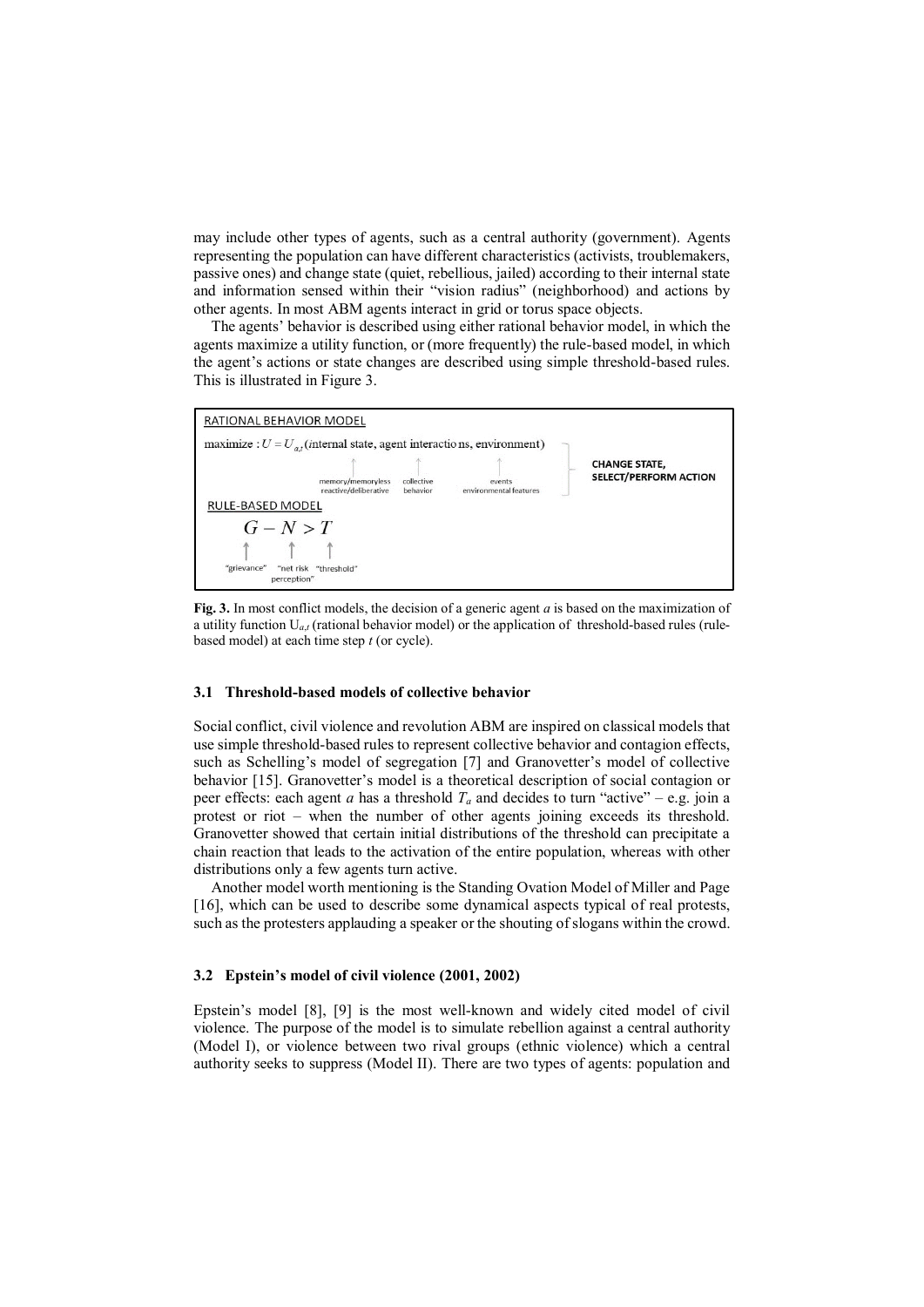may include other types of agents, such as a central authority (government). Agents representing the population can have different characteristics (activists, troublemakers, passive ones) and change state (quiet, rebellious, jailed) according to their internal state and information sensed within their "vision radius" (neighborhood) and actions by other agents. In most ABM agents interact in grid or torus space objects.

The agents' behavior is described using either rational behavior model, in which the agents maximize a utility function, or (more frequently) the rule-based model, in which the agent's actions or state changes are described using simple threshold-based rules. This is illustrated in Figure 3.

RATIONAL BEHAVIOR MODEL

$$\text{maximize} : U = U_{a,t}(\text{internal state, agent interactions, environment})$$

memory/memoryless reactive/deliberative — collective behavior — events environmental features

CHANGE STATE, SELECT/PERFORM ACTION

RULE-BASED MODEL

$$G - N > T$$

"grievance" — "net risk perception" — "threshold"

**Fig. 3.** In most conflict models, the decision of a generic agent $a$ is based on the maximization of a utility function $U_{a,t}$ (rational behavior model) or the application of threshold-based rules (rule-based model) at each time step $t$ (or cycle).

### 3.1 Threshold-based models of collective behavior

Social conflict, civil violence and revolution ABM are inspired on classical models that use simple threshold-based rules to represent collective behavior and contagion effects, such as Schelling's model of segregation [7] and Granovetter's model of collective behavior [15]. Granovetter's model is a theoretical description of social contagion or peer effects: each agent $a$ has a threshold $T_a$ and decides to turn "active" – e.g. join a protest or riot – when the number of other agents joining exceeds its threshold. Granovetter showed that certain initial distributions of the threshold can precipitate a chain reaction that leads to the activation of the entire population, whereas with other distributions only a few agents turn active.

Another model worth mentioning is the Standing Ovation Model of Miller and Page [16], which can be used to describe some dynamical aspects typical of real protests, such as the protesters applauding a speaker or the shouting of slogans within the crowd.

### 3.2 Epstein's model of civil violence (2001, 2002)

Epstein's model [8], [9] is the most well-known and widely cited model of civil violence. The purpose of the model is to simulate rebellion against a central authority (Model I), or violence between two rival groups (ethnic violence) which a central authority seeks to suppress (Model II). There are two types of agents: population and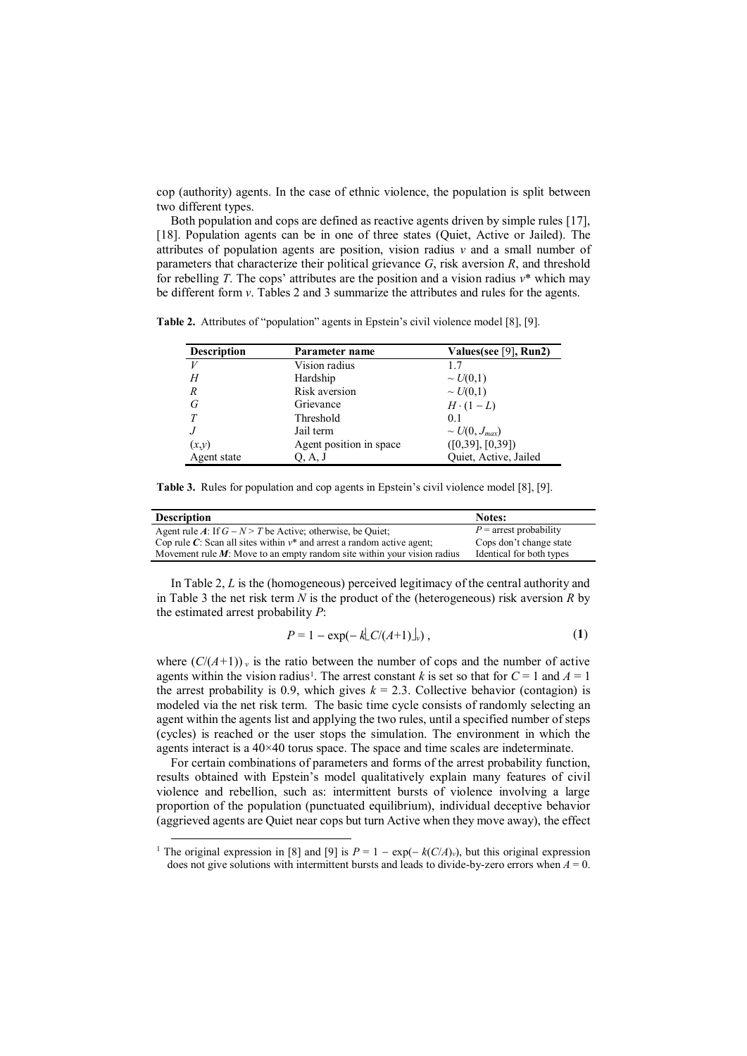cop (authority) agents. In the case of ethnic violence, the population is split between two different types.

Both population and cops are defined as reactive agents driven by simple rules [17], [18]. Population agents can be in one of three states (Quiet, Active or Jailed). The attributes of population agents are position, vision radius $v$ and a small number of parameters that characterize their political grievance $G$, risk aversion $R$, and threshold for rebelling $T$. The cops' attributes are the position and a vision radius $v^*$ which may be different form $v$. Tables 2 and 3 summarize the attributes and rules for the agents.

**Table 2.** Attributes of "population" agents in Epstein's civil violence model [8], [9].

| Description | Parameter name | Values(see [9], Run2) |
|---|---|---|
| $V$ | Vision radius | 1.7 |
| $H$ | Hardship | $\sim U(0,1)$ |
| $R$ | Risk aversion | $\sim U(0,1)$ |
| $G$ | Grievance | $H \cdot (1 - L)$ |
| $T$ | Threshold | 0.1 |
| $J$ | Jail term | $\sim U(0, J_{max})$ |
| $(x,y)$ | Agent position in space | ([0,39], [0,39]) |
| Agent state | Q, A, J | Quiet, Active, Jailed |

**Table 3.** Rules for population and cop agents in Epstein's civil violence model [8], [9].

| Description | Notes: |
|---|---|
| Agent rule ***A***: If $G - N > T$ be Active; otherwise, be Quiet; | $P$ = arrest probability |
| Cop rule ***C***: Scan all sites within $v^*$ and arrest a random active agent; | Cops don't change state |
| Movement rule ***M***: Move to an empty random site within your vision radius | Identical for both types |

In Table 2, $L$ is the (homogeneous) perceived legitimacy of the central authority and in Table 3 the net risk term $N$ is the product of the (heterogeneous) risk aversion $R$ by the estimated arrest probability $P$:

$$P = 1 - \exp(-k\lfloor C/(A+1)\rfloor_v)\,, \tag{1}$$

where $(C/(A+1))_v$ is the ratio between the number of cops and the number of active agents within the vision radius[1]. The arrest constant $k$ is set so that for $C = 1$ and $A = 1$ the arrest probability is 0.9, which gives $k = 2.3$. Collective behavior (contagion) is modeled via the net risk term. The basic time cycle consists of randomly selecting an agent within the agents list and applying the two rules, until a specified number of steps (cycles) is reached or the user stops the simulation. The environment in which the agents interact is a 40×40 torus space. The space and time scales are indeterminate.

For certain combinations of parameters and forms of the arrest probability function, results obtained with Epstein's model qualitatively explain many features of civil violence and rebellion, such as: intermittent bursts of violence involving a large proportion of the population (punctuated equilibrium), individual deceptive behavior (aggrieved agents are Quiet near cops but turn Active when they move away), the effect

[1] The original expression in [8] and [9] is $P = 1 - \exp(-k(C/A)_v)$, but this original expression does not give solutions with intermittent bursts and leads to divide-by-zero errors when $A = 0$.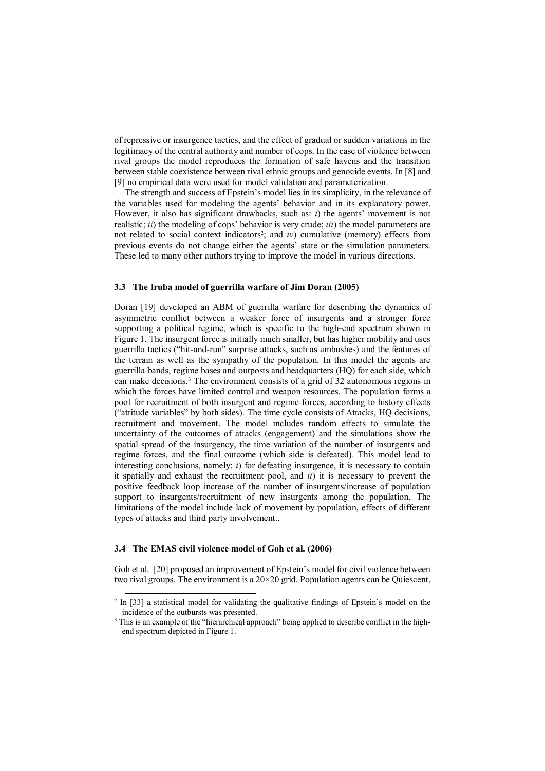of repressive or insurgence tactics, and the effect of gradual or sudden variations in the legitimacy of the central authority and number of cops. In the case of violence between rival groups the model reproduces the formation of safe havens and the transition between stable coexistence between rival ethnic groups and genocide events. In [8] and [9] no empirical data were used for model validation and parameterization.

The strength and success of Epstein's model lies in its simplicity, in the relevance of the variables used for modeling the agents' behavior and in its explanatory power. However, it also has significant drawbacks, such as: *i*) the agents' movement is not realistic; *ii*) the modeling of cops' behavior is very crude; *iii*) the model parameters are not related to social context indicators[2]; and *iv*) cumulative (memory) effects from previous events do not change either the agents' state or the simulation parameters. These led to many other authors trying to improve the model in various directions.

### 3.3 The Iruba model of guerrilla warfare of Jim Doran (2005)

Doran [19] developed an ABM of guerrilla warfare for describing the dynamics of asymmetric conflict between a weaker force of insurgents and a stronger force supporting a political regime, which is specific to the high-end spectrum shown in Figure 1. The insurgent force is initially much smaller, but has higher mobility and uses guerrilla tactics ("hit-and-run" surprise attacks, such as ambushes) and the features of the terrain as well as the sympathy of the population. In this model the agents are guerrilla bands, regime bases and outposts and headquarters (HQ) for each side, which can make decisions.[3] The environment consists of a grid of 32 autonomous regions in which the forces have limited control and weapon resources. The population forms a pool for recruitment of both insurgent and regime forces, according to history effects ("attitude variables" by both sides). The time cycle consists of Attacks, HQ decisions, recruitment and movement. The model includes random effects to simulate the uncertainty of the outcomes of attacks (engagement) and the simulations show the spatial spread of the insurgency, the time variation of the number of insurgents and regime forces, and the final outcome (which side is defeated). This model lead to interesting conclusions, namely: *i*) for defeating insurgence, it is necessary to contain it spatially and exhaust the recruitment pool, and *ii*) it is necessary to prevent the positive feedback loop increase of the number of insurgents/increase of population support to insurgents/recruitment of new insurgents among the population. The limitations of the model include lack of movement by population, effects of different types of attacks and third party involvement..

### 3.4 The EMAS civil violence model of Goh et al. (2006)

Goh et al. [20] proposed an improvement of Epstein's model for civil violence between two rival groups. The environment is a 20×20 grid. Population agents can be Quiescent,

---

[2] In [33] a statistical model for validating the qualitative findings of Epstein's model on the incidence of the outbursts was presented.

[3] This is an example of the "hierarchical approach" being applied to describe conflict in the high-end spectrum depicted in Figure 1.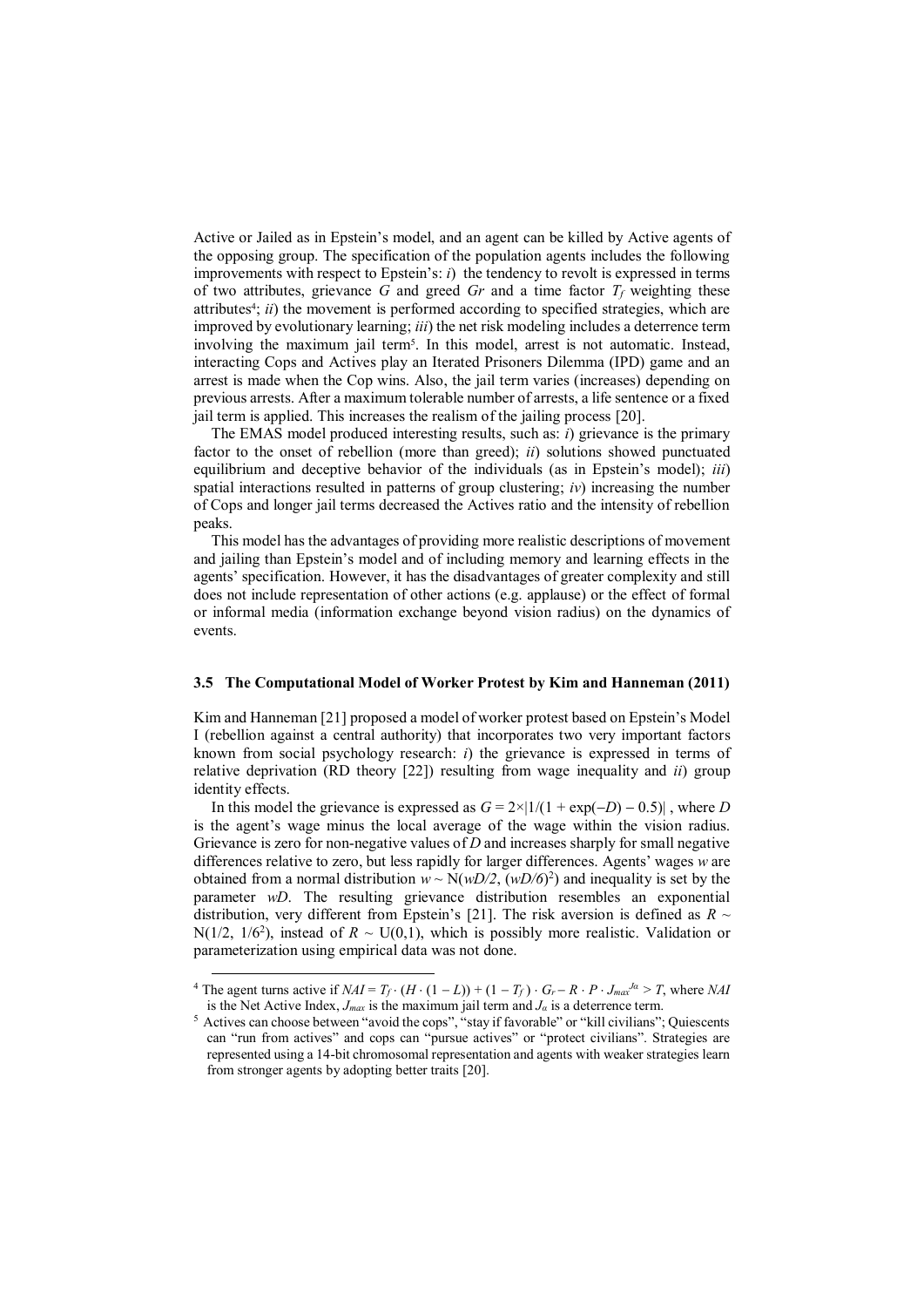Active or Jailed as in Epstein's model, and an agent can be killed by Active agents of the opposing group. The specification of the population agents includes the following improvements with respect to Epstein's: *i*) the tendency to revolt is expressed in terms of two attributes, grievance $G$ and greed $Gr$ and a time factor $T_f$ weighting these attributes[4]; *ii*) the movement is performed according to specified strategies, which are improved by evolutionary learning; *iii*) the net risk modeling includes a deterrence term involving the maximum jail term[5]. In this model, arrest is not automatic. Instead, interacting Cops and Actives play an Iterated Prisoners Dilemma (IPD) game and an arrest is made when the Cop wins. Also, the jail term varies (increases) depending on previous arrests. After a maximum tolerable number of arrests, a life sentence or a fixed jail term is applied. This increases the realism of the jailing process [20].

The EMAS model produced interesting results, such as: *i*) grievance is the primary factor to the onset of rebellion (more than greed); *ii*) solutions showed punctuated equilibrium and deceptive behavior of the individuals (as in Epstein's model); *iii*) spatial interactions resulted in patterns of group clustering; *iv*) increasing the number of Cops and longer jail terms decreased the Actives ratio and the intensity of rebellion peaks.

This model has the advantages of providing more realistic descriptions of movement and jailing than Epstein's model and of including memory and learning effects in the agents' specification. However, it has the disadvantages of greater complexity and still does not include representation of other actions (e.g. applause) or the effect of formal or informal media (information exchange beyond vision radius) on the dynamics of events.

### 3.5 The Computational Model of Worker Protest by Kim and Hanneman (2011)

Kim and Hanneman [21] proposed a model of worker protest based on Epstein's Model I (rebellion against a central authority) that incorporates two very important factors known from social psychology research: *i*) the grievance is expressed in terms of relative deprivation (RD theory [22]) resulting from wage inequality and *ii*) group identity effects.

In this model the grievance is expressed as $G = 2\times|1/(1 + \exp(-D) - 0.5)|$ , where $D$ is the agent's wage minus the local average of the wage within the vision radius. Grievance is zero for non-negative values of $D$ and increases sharply for small negative differences relative to zero, but less rapidly for larger differences. Agents' wages $w$ are obtained from a normal distribution $w \sim N(wD/2, (wD/6)^2)$ and inequality is set by the parameter $wD$. The resulting grievance distribution resembles an exponential distribution, very different from Epstein's [21]. The risk aversion is defined as $R \sim N(1/2, 1/6^2)$, instead of $R \sim U(0,1)$, which is possibly more realistic. Validation or parameterization using empirical data was not done.

---

[4] The agent turns active if $NAI = T_f \cdot (H \cdot (1 - L)) + (1 - T_f) \cdot G_r - R \cdot P \cdot J_{max}^{J\alpha} > T$, where $NAI$ is the Net Active Index, $J_{max}$ is the maximum jail term and $J_\alpha$ is a deterrence term.

[5] Actives can choose between "avoid the cops", "stay if favorable" or "kill civilians"; Quiescents can "run from actives" and cops can "pursue actives" or "protect civilians". Strategies are represented using a 14-bit chromosomal representation and agents with weaker strategies learn from stronger agents by adopting better traits [20].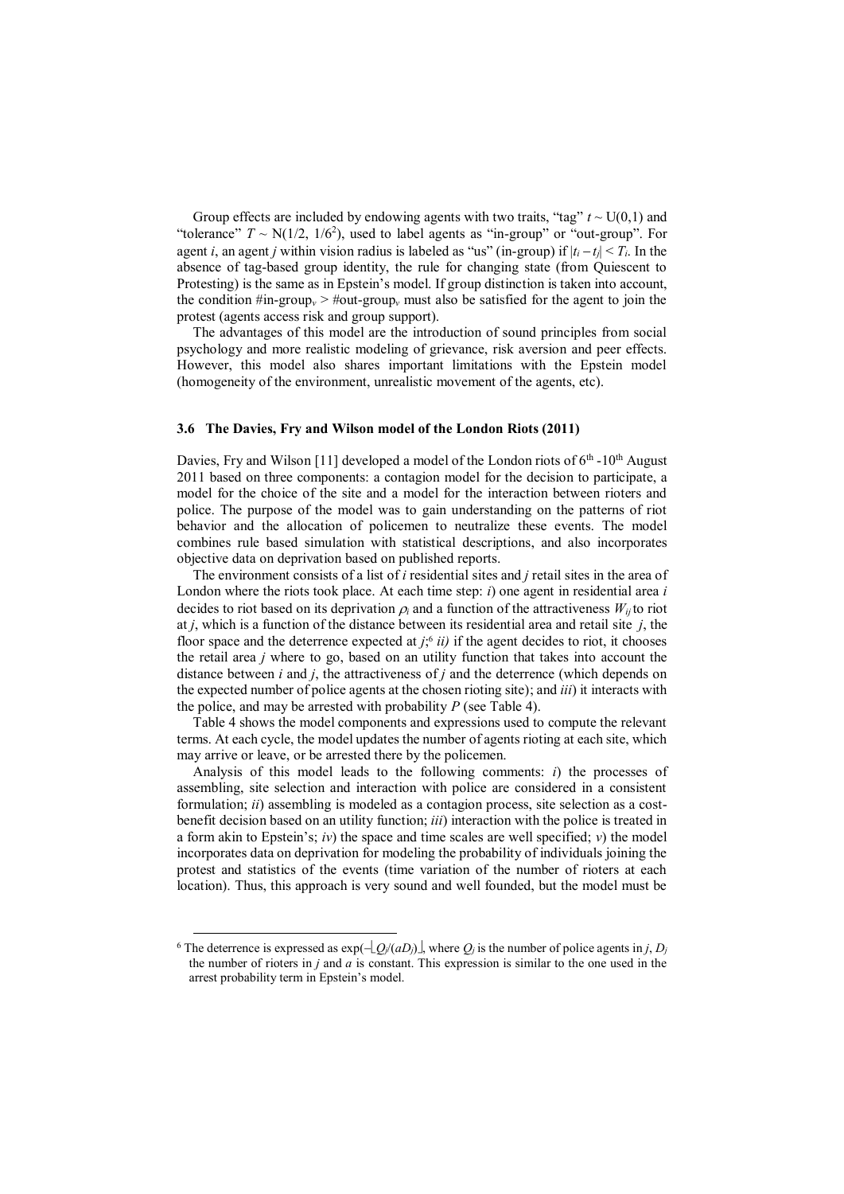Group effects are included by endowing agents with two traits, "tag" $t \sim U(0,1)$ and "tolerance" $T \sim N(1/2, 1/6^2)$, used to label agents as "in-group" or "out-group". For agent $i$, an agent $j$ within vision radius is labeled as "us" (in-group) if $|t_i - t_j| < T_i$. In the absence of tag-based group identity, the rule for changing state (from Quiescent to Protesting) is the same as in Epstein's model. If group distinction is taken into account, the condition $\#\text{in-group}_v > \#\text{out-group}_v$ must also be satisfied for the agent to join the protest (agents access risk and group support).

The advantages of this model are the introduction of sound principles from social psychology and more realistic modeling of grievance, risk aversion and peer effects. However, this model also shares important limitations with the Epstein model (homogeneity of the environment, unrealistic movement of the agents, etc).

### 3.6 The Davies, Fry and Wilson model of the London Riots (2011)

Davies, Fry and Wilson [11] developed a model of the London riots of 6th -10th August 2011 based on three components: a contagion model for the decision to participate, a model for the choice of the site and a model for the interaction between rioters and police. The purpose of the model was to gain understanding on the patterns of riot behavior and the allocation of policemen to neutralize these events. The model combines rule based simulation with statistical descriptions, and also incorporates objective data on deprivation based on published reports.

The environment consists of a list of $i$ residential sites and $j$ retail sites in the area of London where the riots took place. At each time step: *i*) one agent in residential area $i$ decides to riot based on its deprivation $\rho_i$ and a function of the attractiveness $W_{ij}$ to riot at $j$, which is a function of the distance between its residential area and retail site $j$, the floor space and the deterrence expected at $j$;[6] *ii)* if the agent decides to riot, it chooses the retail area $j$ where to go, based on an utility function that takes into account the distance between $i$ and $j$, the attractiveness of $j$ and the deterrence (which depends on the expected number of police agents at the chosen rioting site); and *iii*) it interacts with the police, and may be arrested with probability $P$ (see Table 4).

Table 4 shows the model components and expressions used to compute the relevant terms. At each cycle, the model updates the number of agents rioting at each site, which may arrive or leave, or be arrested there by the policemen.

Analysis of this model leads to the following comments: *i*) the processes of assembling, site selection and interaction with police are considered in a consistent formulation; *ii*) assembling is modeled as a contagion process, site selection as a cost-benefit decision based on an utility function; *iii*) interaction with the police is treated in a form akin to Epstein's; *iv*) the space and time scales are well specified; *v*) the model incorporates data on deprivation for modeling the probability of individuals joining the protest and statistics of the events (time variation of the number of rioters at each location). Thus, this approach is very sound and well founded, but the model must be

[6] The deterrence is expressed as $\exp(-\lfloor Q_j/(aD_j)\rfloor$, where $Q_j$ is the number of police agents in $j$, $D_j$ the number of rioters in $j$ and $a$ is constant. This expression is similar to the one used in the arrest probability term in Epstein's model.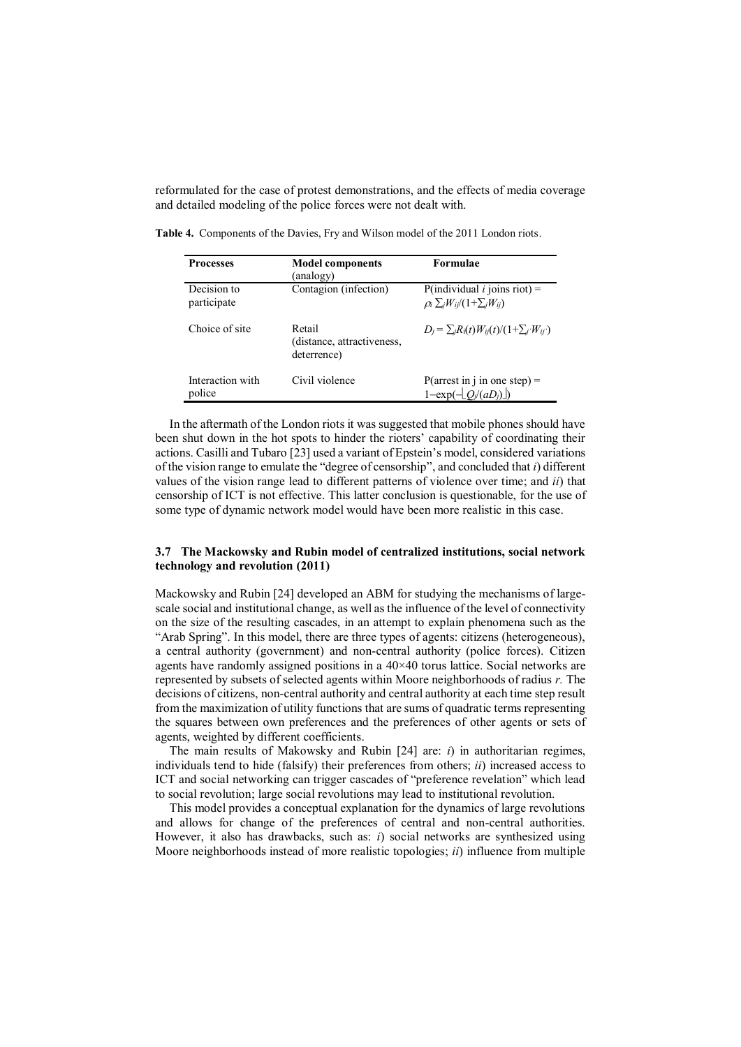reformulated for the case of protest demonstrations, and the effects of media coverage and detailed modeling of the police forces were not dealt with.

**Table 4.** Components of the Davies, Fry and Wilson model of the 2011 London riots.

| Processes | Model components (analogy) | Formulae |
|---|---|---|
| Decision to participate | Contagion (infection) | P(individual $i$ joins riot) = $\rho_i \sum_j W_{ij}/(1+\sum_j W_{ij})$ |
| Choice of site | Retail (distance, attractiveness, deterrence) | $D_j = \sum_i R_i(t) W_{ij}(t)/(1+\sum_{j'} W_{ij'})$ |
| Interaction with police | Civil violence | P(arrest in j in one step) = $1-\exp(-\lfloor Q_j/(aD_j) \rfloor)$ |

In the aftermath of the London riots it was suggested that mobile phones should have been shut down in the hot spots to hinder the rioters' capability of coordinating their actions. Casilli and Tubaro [23] used a variant of Epstein's model, considered variations of the vision range to emulate the "degree of censorship", and concluded that *i*) different values of the vision range lead to different patterns of violence over time; and *ii*) that censorship of ICT is not effective. This latter conclusion is questionable, for the use of some type of dynamic network model would have been more realistic in this case.

### 3.7 The Mackowsky and Rubin model of centralized institutions, social network technology and revolution (2011)

Mackowsky and Rubin [24] developed an ABM for studying the mechanisms of large-scale social and institutional change, as well as the influence of the level of connectivity on the size of the resulting cascades, in an attempt to explain phenomena such as the "Arab Spring". In this model, there are three types of agents: citizens (heterogeneous), a central authority (government) and non-central authority (police forces). Citizen agents have randomly assigned positions in a 40×40 torus lattice. Social networks are represented by subsets of selected agents within Moore neighborhoods of radius *r.* The decisions of citizens, non-central authority and central authority at each time step result from the maximization of utility functions that are sums of quadratic terms representing the squares between own preferences and the preferences of other agents or sets of agents, weighted by different coefficients.

The main results of Makowsky and Rubin [24] are: *i*) in authoritarian regimes, individuals tend to hide (falsify) their preferences from others; *ii*) increased access to ICT and social networking can trigger cascades of "preference revelation" which lead to social revolution; large social revolutions may lead to institutional revolution.

This model provides a conceptual explanation for the dynamics of large revolutions and allows for change of the preferences of central and non-central authorities. However, it also has drawbacks, such as: *i*) social networks are synthesized using Moore neighborhoods instead of more realistic topologies; *ii*) influence from multiple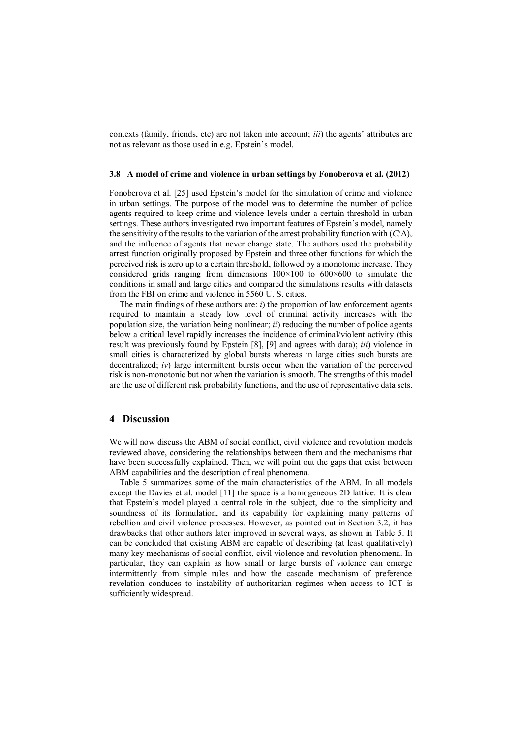contexts (family, friends, etc) are not taken into account; *iii*) the agents' attributes are not as relevant as those used in e.g. Epstein's model.

### 3.8 A model of crime and violence in urban settings by Fonoberova et al. (2012)

Fonoberova et al. [25] used Epstein's model for the simulation of crime and violence in urban settings. The purpose of the model was to determine the number of police agents required to keep crime and violence levels under a certain threshold in urban settings. These authors investigated two important features of Epstein's model, namely the sensitivity of the results to the variation of the arrest probability function with $(C/A)_v$ and the influence of agents that never change state. The authors used the probability arrest function originally proposed by Epstein and three other functions for which the perceived risk is zero up to a certain threshold, followed by a monotonic increase. They considered grids ranging from dimensions 100×100 to 600×600 to simulate the conditions in small and large cities and compared the simulations results with datasets from the FBI on crime and violence in 5560 U. S. cities.

The main findings of these authors are: *i*) the proportion of law enforcement agents required to maintain a steady low level of criminal activity increases with the population size, the variation being nonlinear; *ii*) reducing the number of police agents below a critical level rapidly increases the incidence of criminal/violent activity (this result was previously found by Epstein [8], [9] and agrees with data); *iii*) violence in small cities is characterized by global bursts whereas in large cities such bursts are decentralized; *iv*) large intermittent bursts occur when the variation of the perceived risk is non-monotonic but not when the variation is smooth. The strengths of this model are the use of different risk probability functions, and the use of representative data sets.

## 4 Discussion

We will now discuss the ABM of social conflict, civil violence and revolution models reviewed above, considering the relationships between them and the mechanisms that have been successfully explained. Then, we will point out the gaps that exist between ABM capabilities and the description of real phenomena.

Table 5 summarizes some of the main characteristics of the ABM. In all models except the Davies et al. model [11] the space is a homogeneous 2D lattice. It is clear that Epstein's model played a central role in the subject, due to the simplicity and soundness of its formulation, and its capability for explaining many patterns of rebellion and civil violence processes. However, as pointed out in Section 3.2, it has drawbacks that other authors later improved in several ways, as shown in Table 5. It can be concluded that existing ABM are capable of describing (at least qualitatively) many key mechanisms of social conflict, civil violence and revolution phenomena. In particular, they can explain as how small or large bursts of violence can emerge intermittently from simple rules and how the cascade mechanism of preference revelation conduces to instability of authoritarian regimes when access to ICT is sufficiently widespread.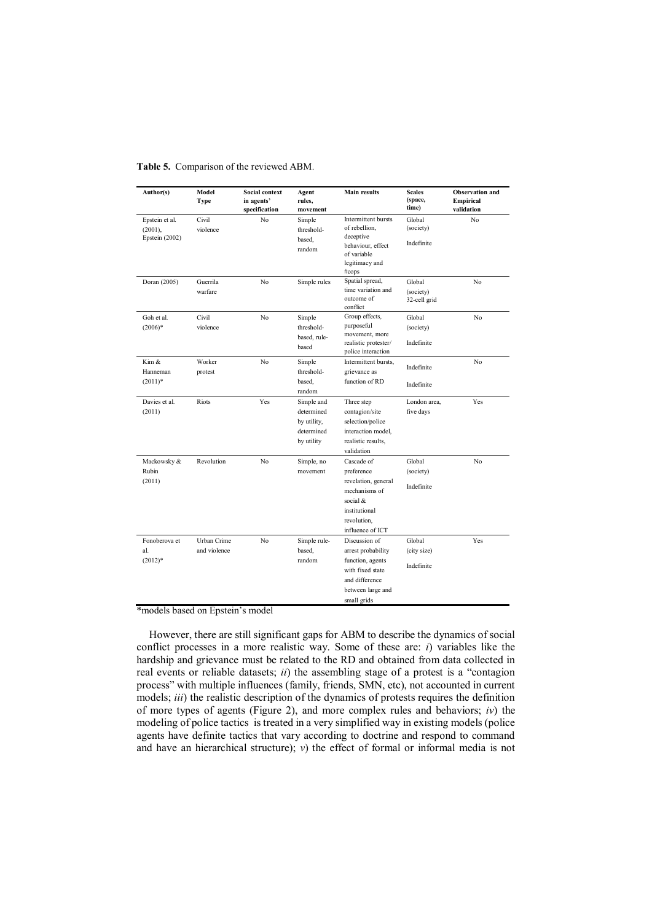**Table 5.** Comparison of the reviewed ABM.

| Author(s) | Model Type | Social context in agents' specification | Agent rules, movement | Main results | Scales (space, time) | Observation and Empirical validation |
|---|---|---|---|---|---|---|
| Epstein et al. (2001), Epstein (2002) | Civil violence | No | Simple threshold-based, random | Intermittent bursts of rebellion, deceptive behaviour, effect of variable legitimacy and #cops | Global (society) Indefinite | No |
| Doran (2005) | Guerrila warfare | No | Simple rules | Spatial spread, time variation and outcome of conflict | Global (society) 32-cell grid | No |
| Goh et al. (2006)* | Civil violence | No | Simple threshold-based, rule-based | Group effects, purposeful movement, more realistic protester/ police interaction | Global (society) Indefinite | No |
| Kim & Hanneman (2011)* | Worker protest | No | Simple threshold-based, random | Intermittent bursts, grievance as function of RD | Indefinite Indefinite | No |
| Davies et al. (2011) | Riots | Yes | Simple and determined by utility, determined by utility | Three step contagion/site selection/police interaction model, realistic results, validation | London area, five days | Yes |
| Mackowsky & Rubin (2011) | Revolution | No | Simple, no movement | Cascade of preference revelation, general mechanisms of social & institutional revolution, influence of ICT | Global (society) Indefinite | No |
| Fonoberova et al. (2012)* | Urban Crime and violence | No | Simple rule-based, random | Discussion of arrest probability function, agents with fixed state and difference between large and small grids | Global (city size) Indefinite | Yes |

*models based on Epstein's model

However, there are still significant gaps for ABM to describe the dynamics of social conflict processes in a more realistic way. Some of these are: *i*) variables like the hardship and grievance must be related to the RD and obtained from data collected in real events or reliable datasets; *ii*) the assembling stage of a protest is a "contagion process" with multiple influences (family, friends, SMN, etc), not accounted in current models; *iii*) the realistic description of the dynamics of protests requires the definition of more types of agents (Figure 2), and more complex rules and behaviors; *iv*) the modeling of police tactics is treated in a very simplified way in existing models (police agents have definite tactics that vary according to doctrine and respond to command and have an hierarchical structure); *v*) the effect of formal or informal media is not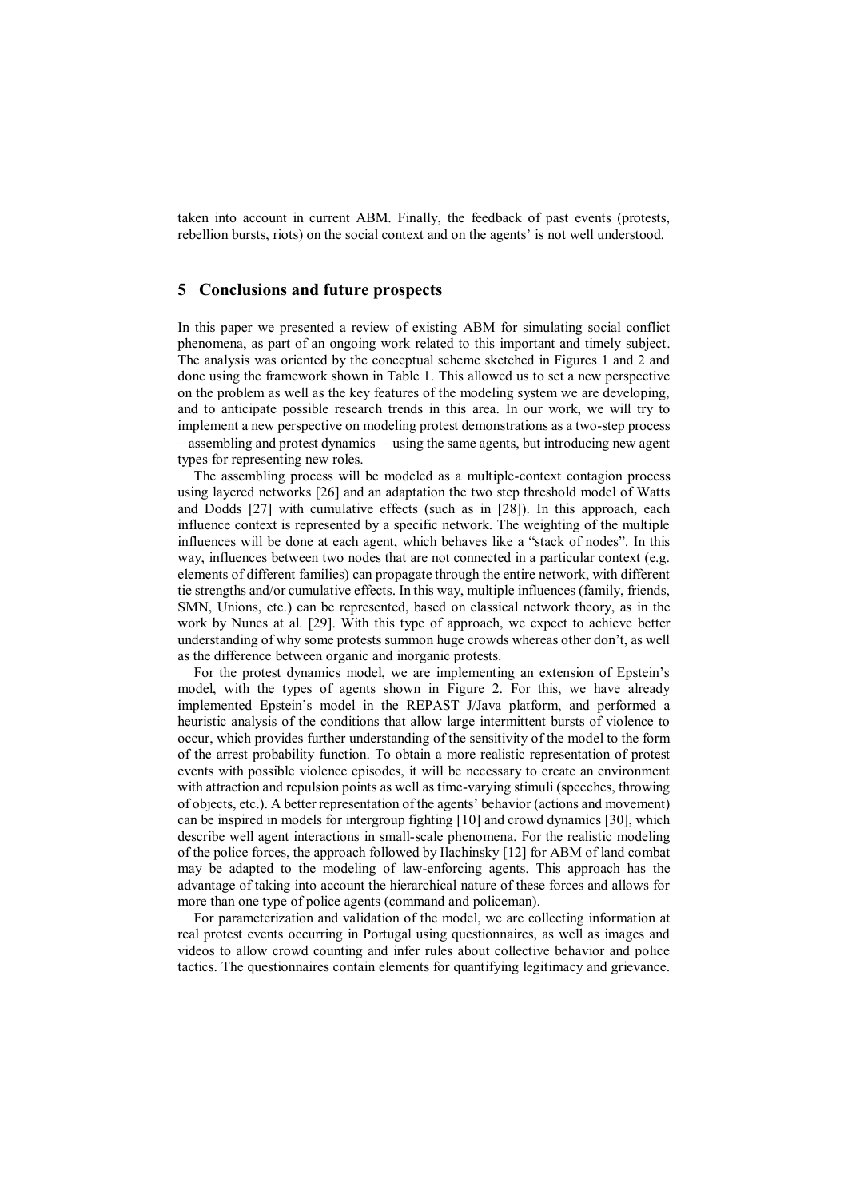taken into account in current ABM. Finally, the feedback of past events (protests, rebellion bursts, riots) on the social context and on the agents' is not well understood.

## 5 Conclusions and future prospects

In this paper we presented a review of existing ABM for simulating social conflict phenomena, as part of an ongoing work related to this important and timely subject. The analysis was oriented by the conceptual scheme sketched in Figures 1 and 2 and done using the framework shown in Table 1. This allowed us to set a new perspective on the problem as well as the key features of the modeling system we are developing, and to anticipate possible research trends in this area. In our work, we will try to implement a new perspective on modeling protest demonstrations as a two-step process – assembling and protest dynamics – using the same agents, but introducing new agent types for representing new roles.

The assembling process will be modeled as a multiple-context contagion process using layered networks [26] and an adaptation the two step threshold model of Watts and Dodds [27] with cumulative effects (such as in [28]). In this approach, each influence context is represented by a specific network. The weighting of the multiple influences will be done at each agent, which behaves like a "stack of nodes". In this way, influences between two nodes that are not connected in a particular context (e.g. elements of different families) can propagate through the entire network, with different tie strengths and/or cumulative effects. In this way, multiple influences (family, friends, SMN, Unions, etc.) can be represented, based on classical network theory, as in the work by Nunes at al. [29]. With this type of approach, we expect to achieve better understanding of why some protests summon huge crowds whereas other don't, as well as the difference between organic and inorganic protests.

For the protest dynamics model, we are implementing an extension of Epstein's model, with the types of agents shown in Figure 2. For this, we have already implemented Epstein's model in the REPAST J/Java platform, and performed a heuristic analysis of the conditions that allow large intermittent bursts of violence to occur, which provides further understanding of the sensitivity of the model to the form of the arrest probability function. To obtain a more realistic representation of protest events with possible violence episodes, it will be necessary to create an environment with attraction and repulsion points as well as time-varying stimuli (speeches, throwing of objects, etc.). A better representation of the agents' behavior (actions and movement) can be inspired in models for intergroup fighting [10] and crowd dynamics [30], which describe well agent interactions in small-scale phenomena. For the realistic modeling of the police forces, the approach followed by Ilachinsky [12] for ABM of land combat may be adapted to the modeling of law-enforcing agents. This approach has the advantage of taking into account the hierarchical nature of these forces and allows for more than one type of police agents (command and policeman).

For parameterization and validation of the model, we are collecting information at real protest events occurring in Portugal using questionnaires, as well as images and videos to allow crowd counting and infer rules about collective behavior and police tactics. The questionnaires contain elements for quantifying legitimacy and grievance.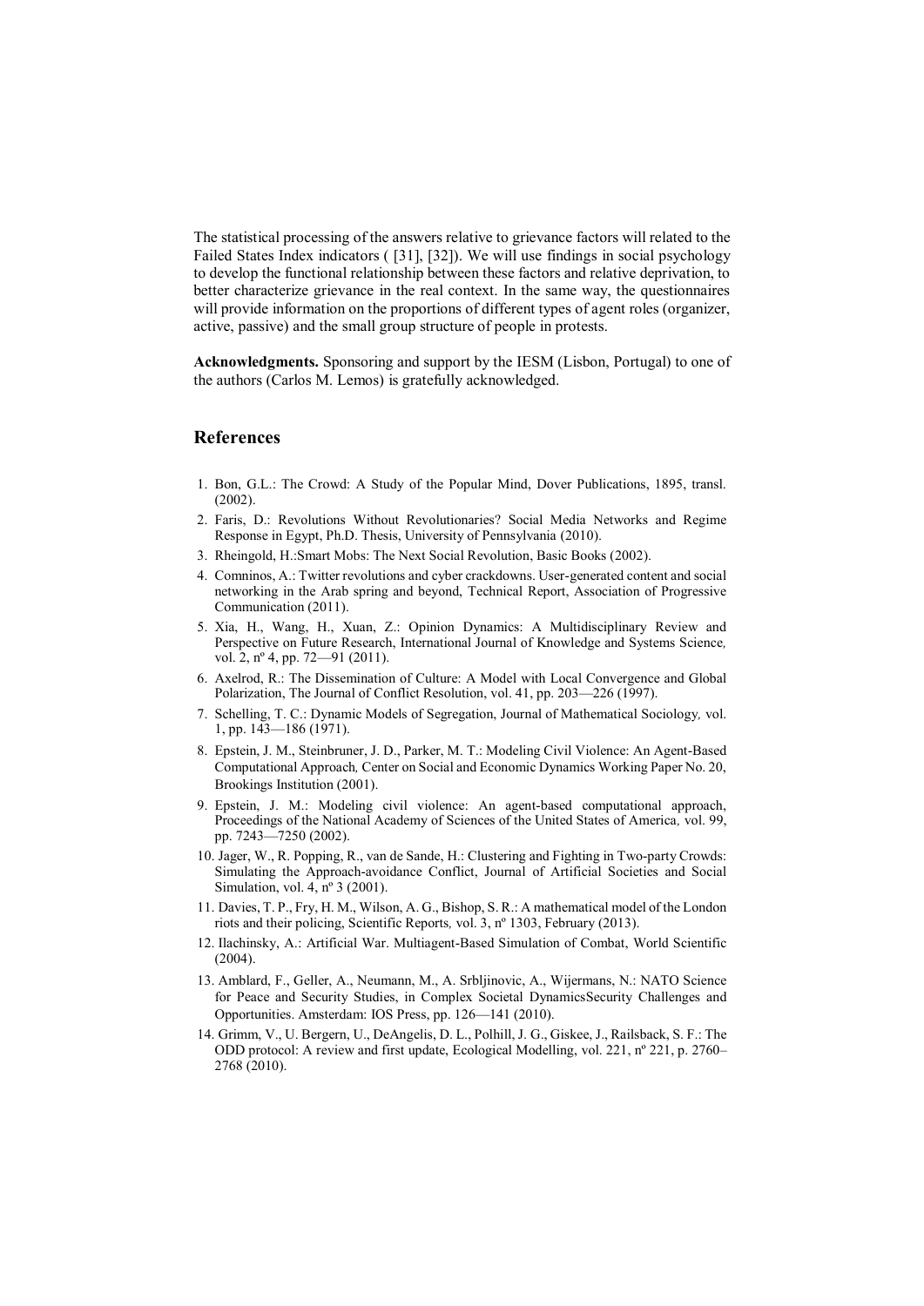The statistical processing of the answers relative to grievance factors will related to the Failed States Index indicators ( [31], [32]). We will use findings in social psychology to develop the functional relationship between these factors and relative deprivation, to better characterize grievance in the real context. In the same way, the questionnaires will provide information on the proportions of different types of agent roles (organizer, active, passive) and the small group structure of people in protests.

**Acknowledgments.** Sponsoring and support by the IESM (Lisbon, Portugal) to one of the authors (Carlos M. Lemos) is gratefully acknowledged.

## References

1. Bon, G.L.: The Crowd: A Study of the Popular Mind, Dover Publications, 1895, transl. (2002).
2. Faris, D.: Revolutions Without Revolutionaries? Social Media Networks and Regime Response in Egypt, Ph.D. Thesis, University of Pennsylvania (2010).
3. Rheingold, H.:Smart Mobs: The Next Social Revolution, Basic Books (2002).
4. Comninos, A.: Twitter revolutions and cyber crackdowns. User-generated content and social networking in the Arab spring and beyond, Technical Report, Association of Progressive Communication (2011).
5. Xia, H., Wang, H., Xuan, Z.: Opinion Dynamics: A Multidisciplinary Review and Perspective on Future Research, International Journal of Knowledge and Systems Science, vol. 2, nº 4, pp. 72—91 (2011).
6. Axelrod, R.: The Dissemination of Culture: A Model with Local Convergence and Global Polarization, The Journal of Conflict Resolution, vol. 41, pp. 203—226 (1997).
7. Schelling, T. C.: Dynamic Models of Segregation, Journal of Mathematical Sociology, vol. 1, pp. 143—186 (1971).
8. Epstein, J. M., Steinbruner, J. D., Parker, M. T.: Modeling Civil Violence: An Agent-Based Computational Approach, Center on Social and Economic Dynamics Working Paper No. 20, Brookings Institution (2001).
9. Epstein, J. M.: Modeling civil violence: An agent-based computational approach, Proceedings of the National Academy of Sciences of the United States of America, vol. 99, pp. 7243—7250 (2002).
10. Jager, W., R. Popping, R., van de Sande, H.: Clustering and Fighting in Two-party Crowds: Simulating the Approach-avoidance Conflict, Journal of Artificial Societies and Social Simulation, vol. 4, nº 3 (2001).
11. Davies, T. P., Fry, H. M., Wilson, A. G., Bishop, S. R.: A mathematical model of the London riots and their policing, Scientific Reports, vol. 3, nº 1303, February (2013).
12. Ilachinsky, A.: Artificial War. Multiagent-Based Simulation of Combat, World Scientific (2004).
13. Amblard, F., Geller, A., Neumann, M., A. Srbljinovic, A., Wijermans, N.: NATO Science for Peace and Security Studies, in Complex Societal DynamicsSecurity Challenges and Opportunities. Amsterdam: IOS Press, pp. 126—141 (2010).
14. Grimm, V., U. Bergern, U., DeAngelis, D. L., Polhill, J. G., Giskee, J., Railsback, S. F.: The ODD protocol: A review and first update, Ecological Modelling, vol. 221, nº 221, p. 2760–2768 (2010).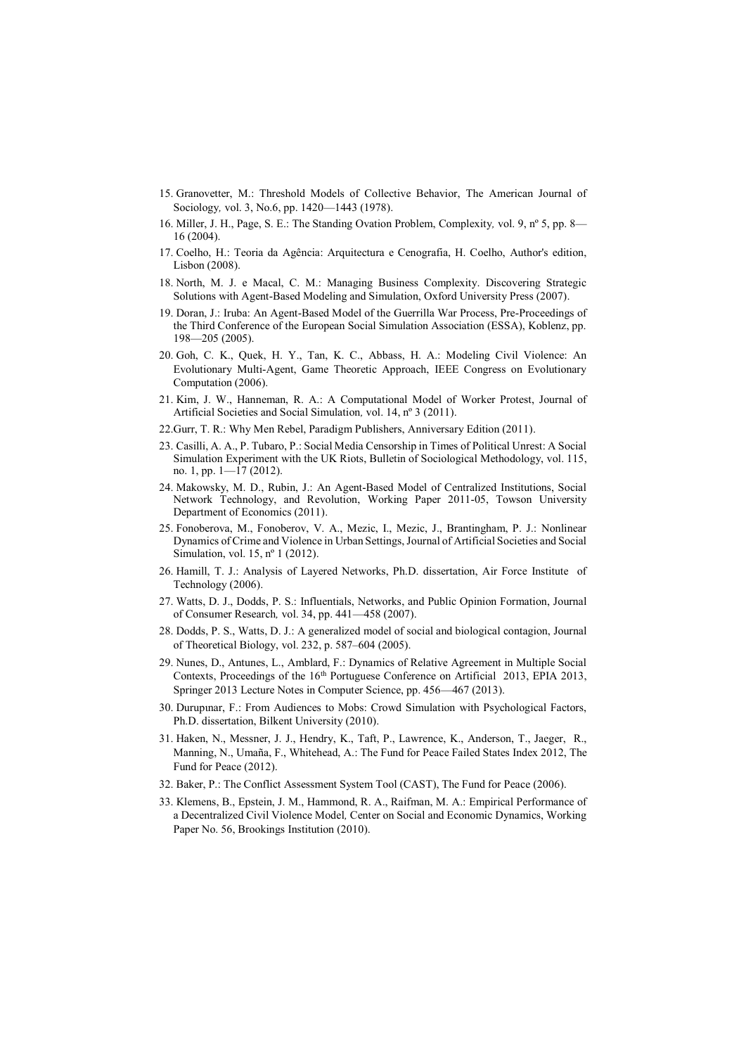15. Granovetter, M.: Threshold Models of Collective Behavior, The American Journal of Sociology, vol. 3, No.6, pp. 1420—1443 (1978).
16. Miller, J. H., Page, S. E.: The Standing Ovation Problem, Complexity, vol. 9, nº 5, pp. 8—16 (2004).
17. Coelho, H.: Teoria da Agência: Arquitectura e Cenografia, H. Coelho, Author's edition, Lisbon (2008).
18. North, M. J. e Macal, C. M.: Managing Business Complexity. Discovering Strategic Solutions with Agent-Based Modeling and Simulation, Oxford University Press (2007).
19. Doran, J.: Iruba: An Agent-Based Model of the Guerrilla War Process, Pre-Proceedings of the Third Conference of the European Social Simulation Association (ESSA), Koblenz, pp. 198—205 (2005).
20. Goh, C. K., Quek, H. Y., Tan, K. C., Abbass, H. A.: Modeling Civil Violence: An Evolutionary Multi-Agent, Game Theoretic Approach, IEEE Congress on Evolutionary Computation (2006).
21. Kim, J. W., Hanneman, R. A.: A Computational Model of Worker Protest, Journal of Artificial Societies and Social Simulation, vol. 14, nº 3 (2011).
22. Gurr, T. R.: Why Men Rebel, Paradigm Publishers, Anniversary Edition (2011).
23. Casilli, A. A., P. Tubaro, P.: Social Media Censorship in Times of Political Unrest: A Social Simulation Experiment with the UK Riots, Bulletin of Sociological Methodology, vol. 115, no. 1, pp. 1—17 (2012).
24. Makowsky, M. D., Rubin, J.: An Agent-Based Model of Centralized Institutions, Social Network Technology, and Revolution, Working Paper 2011-05, Towson University Department of Economics (2011).
25. Fonoberova, M., Fonoberov, V. A., Mezic, I., Mezic, J., Brantingham, P. J.: Nonlinear Dynamics of Crime and Violence in Urban Settings, Journal of Artificial Societies and Social Simulation, vol. 15, nº 1 (2012).
26. Hamill, T. J.: Analysis of Layered Networks, Ph.D. dissertation, Air Force Institute of Technology (2006).
27. Watts, D. J., Dodds, P. S.: Influentials, Networks, and Public Opinion Formation, Journal of Consumer Research, vol. 34, pp. 441—458 (2007).
28. Dodds, P. S., Watts, D. J.: A generalized model of social and biological contagion, Journal of Theoretical Biology, vol. 232, p. 587–604 (2005).
29. Nunes, D., Antunes, L., Amblard, F.: Dynamics of Relative Agreement in Multiple Social Contexts, Proceedings of the 16th Portuguese Conference on Artificial 2013, EPIA 2013, Springer 2013 Lecture Notes in Computer Science, pp. 456—467 (2013).
30. Durupınar, F.: From Audiences to Mobs: Crowd Simulation with Psychological Factors, Ph.D. dissertation, Bilkent University (2010).
31. Haken, N., Messner, J. J., Hendry, K., Taft, P., Lawrence, K., Anderson, T., Jaeger, R., Manning, N., Umaña, F., Whitehead, A.: The Fund for Peace Failed States Index 2012, The Fund for Peace (2012).
32. Baker, P.: The Conflict Assessment System Tool (CAST), The Fund for Peace (2006).
33. Klemens, B., Epstein, J. M., Hammond, R. A., Raifman, M. A.: Empirical Performance of a Decentralized Civil Violence Model, Center on Social and Economic Dynamics, Working Paper No. 56, Brookings Institution (2010).